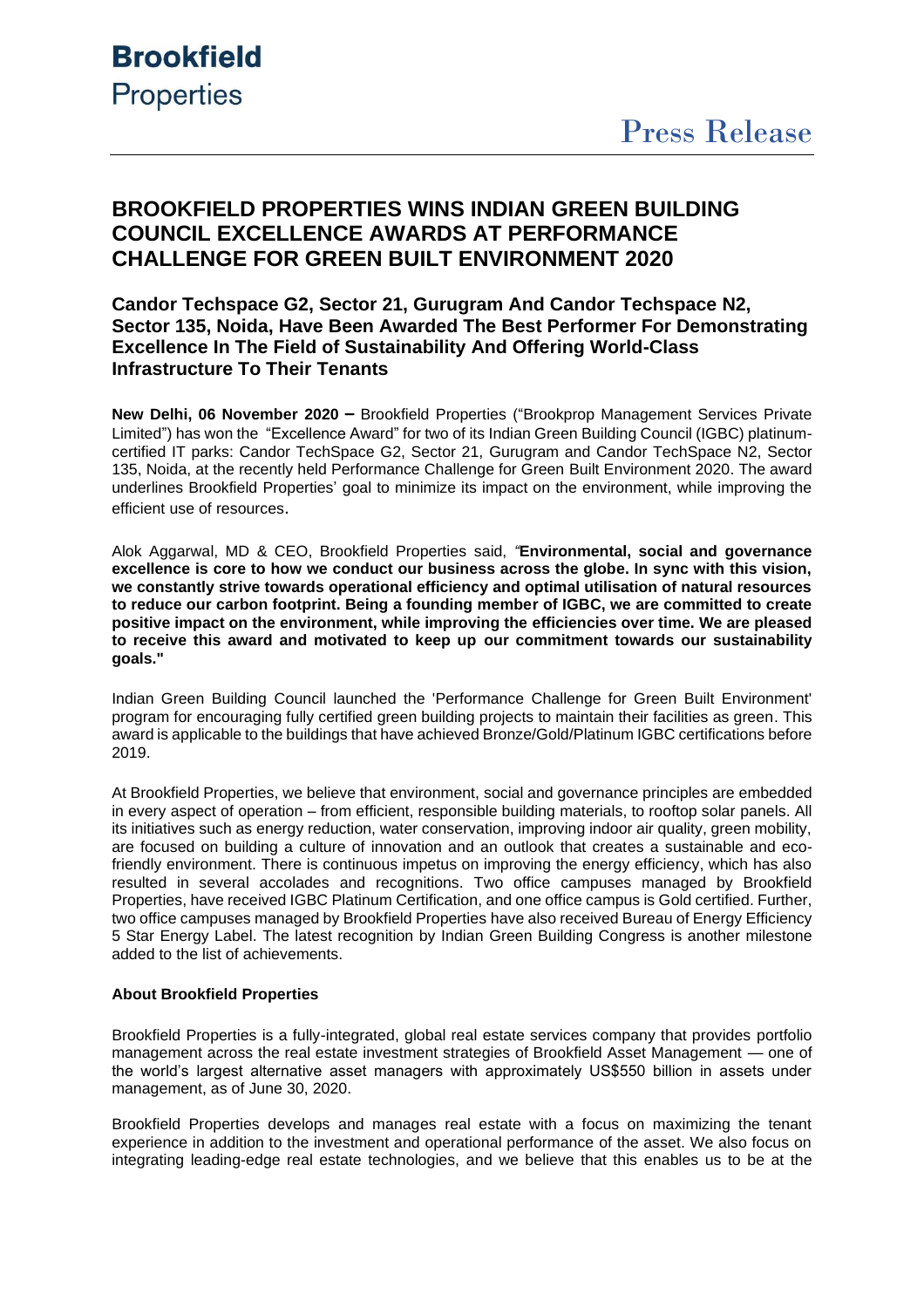**Brookfield**
Properties

Press Release

# BROOKFIELD PROPERTIES WINS INDIAN GREEN BUILDING COUNCIL EXCELLENCE AWARDS AT PERFORMANCE CHALLENGE FOR GREEN BUILT ENVIRONMENT 2020

## Candor Techspace G2, Sector 21, Gurugram And Candor Techspace N2, Sector 135, Noida, Have Been Awarded The Best Performer For Demonstrating Excellence In The Field of Sustainability And Offering World-Class Infrastructure To Their Tenants

**New Delhi, 06 November 2020 –** Brookfield Properties ("Brookprop Management Services Private Limited") has won the "Excellence Award" for two of its Indian Green Building Council (IGBC) platinum-certified IT parks: Candor TechSpace G2, Sector 21, Gurugram and Candor TechSpace N2, Sector 135, Noida, at the recently held Performance Challenge for Green Built Environment 2020. The award underlines Brookfield Properties' goal to minimize its impact on the environment, while improving the efficient use of resources.

Alok Aggarwal, MD & CEO, Brookfield Properties said, "**Environmental, social and governance excellence is core to how we conduct our business across the globe. In sync with this vision, we constantly strive towards operational efficiency and optimal utilisation of natural resources to reduce our carbon footprint. Being a founding member of IGBC, we are committed to create positive impact on the environment, while improving the efficiencies over time. We are pleased to receive this award and motivated to keep up our commitment towards our sustainability goals."**

Indian Green Building Council launched the 'Performance Challenge for Green Built Environment' program for encouraging fully certified green building projects to maintain their facilities as green. This award is applicable to the buildings that have achieved Bronze/Gold/Platinum IGBC certifications before 2019.

At Brookfield Properties, we believe that environment, social and governance principles are embedded in every aspect of operation – from efficient, responsible building materials, to rooftop solar panels. All its initiatives such as energy reduction, water conservation, improving indoor air quality, green mobility, are focused on building a culture of innovation and an outlook that creates a sustainable and eco-friendly environment. There is continuous impetus on improving the energy efficiency, which has also resulted in several accolades and recognitions. Two office campuses managed by Brookfield Properties, have received IGBC Platinum Certification, and one office campus is Gold certified. Further, two office campuses managed by Brookfield Properties have also received Bureau of Energy Efficiency 5 Star Energy Label. The latest recognition by Indian Green Building Congress is another milestone added to the list of achievements.

### About Brookfield Properties

Brookfield Properties is a fully-integrated, global real estate services company that provides portfolio management across the real estate investment strategies of Brookfield Asset Management — one of the world's largest alternative asset managers with approximately US$550 billion in assets under management, as of June 30, 2020.

Brookfield Properties develops and manages real estate with a focus on maximizing the tenant experience in addition to the investment and operational performance of the asset. We also focus on integrating leading-edge real estate technologies, and we believe that this enables us to be at the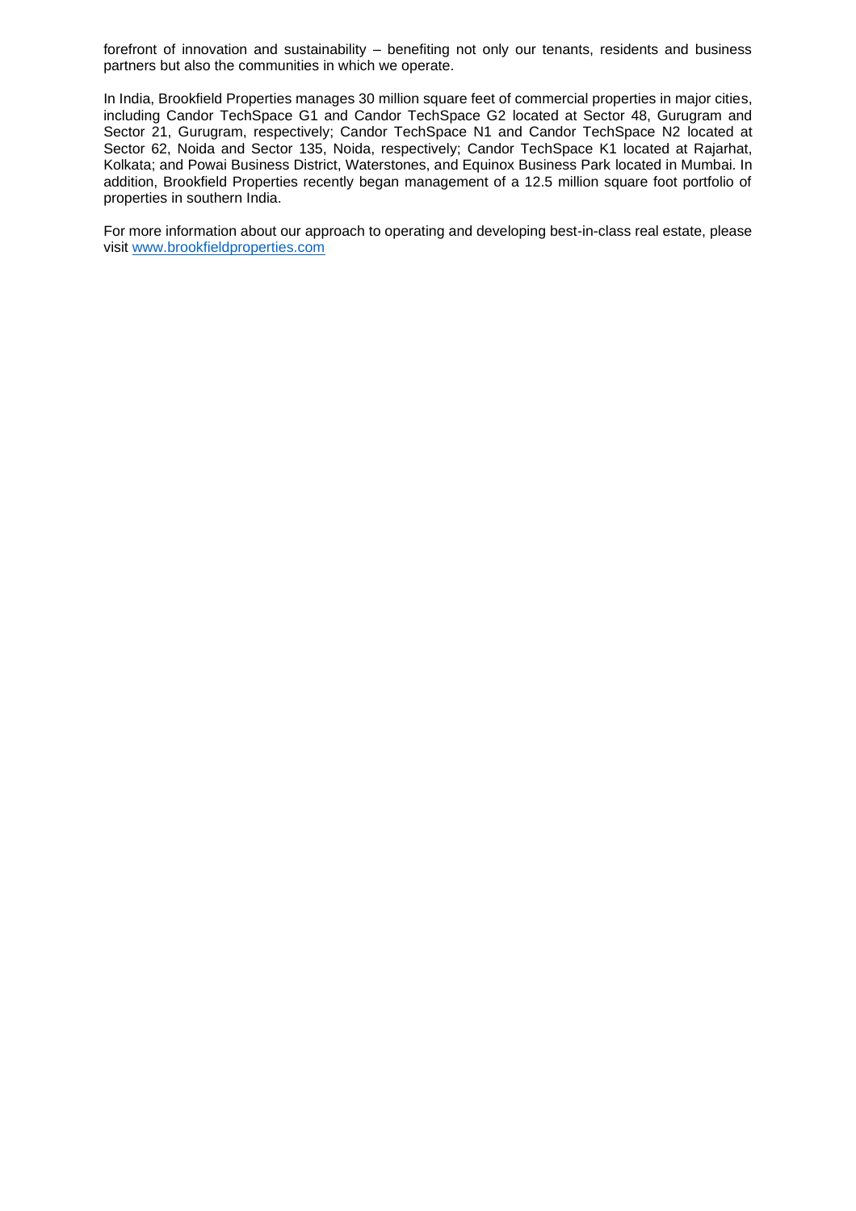forefront of innovation and sustainability – benefiting not only our tenants, residents and business partners but also the communities in which we operate.

In India, Brookfield Properties manages 30 million square feet of commercial properties in major cities, including Candor TechSpace G1 and Candor TechSpace G2 located at Sector 48, Gurugram and Sector 21, Gurugram, respectively; Candor TechSpace N1 and Candor TechSpace N2 located at Sector 62, Noida and Sector 135, Noida, respectively; Candor TechSpace K1 located at Rajarhat, Kolkata; and Powai Business District, Waterstones, and Equinox Business Park located in Mumbai. In addition, Brookfield Properties recently began management of a 12.5 million square foot portfolio of properties in southern India.

For more information about our approach to operating and developing best-in-class real estate, please visit [www.brookfieldproperties.com](http://www.brookfieldproperties.com)